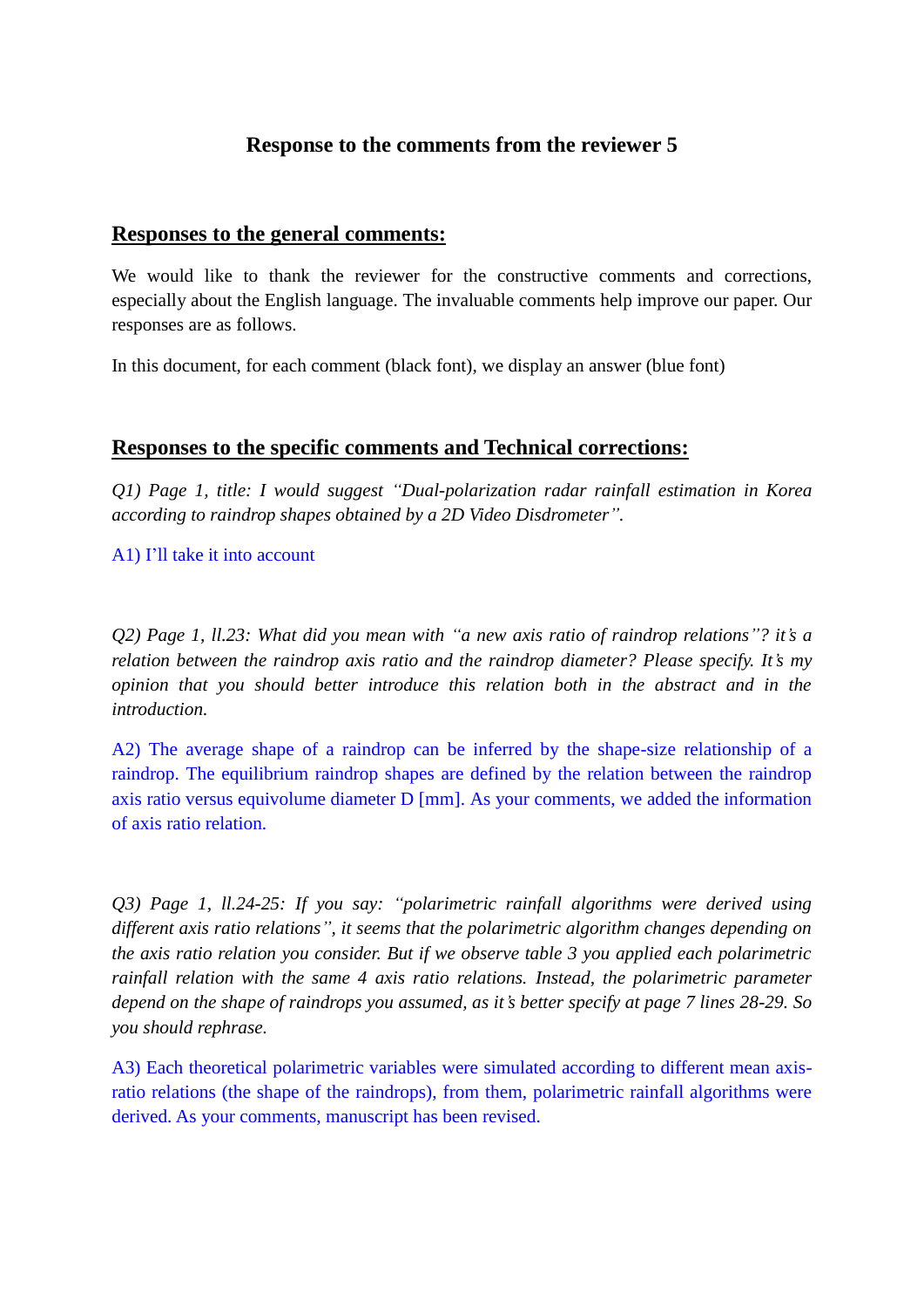# Response to the comments from the reviewer 5

## Responses to the general comments:

We would like to thank the reviewer for the constructive comments and corrections, especially about the English language. The invaluable comments help improve our paper. Our responses are as follows.

In this document, for each comment (black font), we display an answer (blue font)

## Responses to the specific comments and Technical corrections:

*Q1) Page 1, title: I would suggest "Dual-polarization radar rainfall estimation in Korea according to raindrop shapes obtained by a 2D Video Disdrometer".*

A1) I'll take it into account

*Q2) Page 1, ll.23: What did you mean with "a new axis ratio of raindrop relations"? it's a relation between the raindrop axis ratio and the raindrop diameter? Please specify. It's my opinion that you should better introduce this relation both in the abstract and in the introduction.*

A2) The average shape of a raindrop can be inferred by the shape-size relationship of a raindrop. The equilibrium raindrop shapes are defined by the relation between the raindrop axis ratio versus equivolume diameter D [mm]. As your comments, we added the information of axis ratio relation.

*Q3) Page 1, ll.24-25: If you say: "polarimetric rainfall algorithms were derived using different axis ratio relations", it seems that the polarimetric algorithm changes depending on the axis ratio relation you consider. But if we observe table 3 you applied each polarimetric rainfall relation with the same 4 axis ratio relations. Instead, the polarimetric parameter depend on the shape of raindrops you assumed, as it's better specify at page 7 lines 28-29. So you should rephrase.*

A3) Each theoretical polarimetric variables were simulated according to different mean axis-ratio relations (the shape of the raindrops), from them, polarimetric rainfall algorithms were derived. As your comments, manuscript has been revised.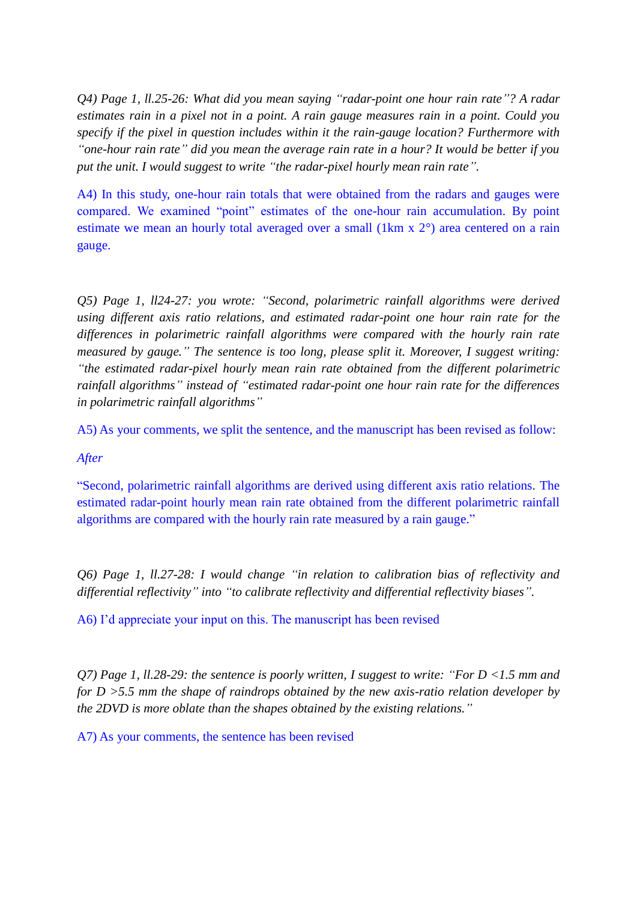*Q4) Page 1, ll.25-26: What did you mean saying "radar-point one hour rain rate"? A radar estimates rain in a pixel not in a point. A rain gauge measures rain in a point. Could you specify if the pixel in question includes within it the rain-gauge location? Furthermore with "one-hour rain rate" did you mean the average rain rate in a hour? It would be better if you put the unit. I would suggest to write "the radar-pixel hourly mean rain rate".*

A4) In this study, one-hour rain totals that were obtained from the radars and gauges were compared. We examined "point" estimates of the one-hour rain accumulation. By point estimate we mean an hourly total averaged over a small (1km x 2°) area centered on a rain gauge.

*Q5) Page 1, ll24-27: you wrote: "Second, polarimetric rainfall algorithms were derived using different axis ratio relations, and estimated radar-point one hour rain rate for the differences in polarimetric rainfall algorithms were compared with the hourly rain rate measured by gauge." The sentence is too long, please split it. Moreover, I suggest writing: "the estimated radar-pixel hourly mean rain rate obtained from the different polarimetric rainfall algorithms" instead of "estimated radar-point one hour rain rate for the differences in polarimetric rainfall algorithms"*

A5) As your comments, we split the sentence, and the manuscript has been revised as follow:

*After*

"Second, polarimetric rainfall algorithms are derived using different axis ratio relations. The estimated radar-point hourly mean rain rate obtained from the different polarimetric rainfall algorithms are compared with the hourly rain rate measured by a rain gauge."

*Q6) Page 1, ll.27-28: I would change "in relation to calibration bias of reflectivity and differential reflectivity" into "to calibrate reflectivity and differential reflectivity biases".*

A6) I'd appreciate your input on this. The manuscript has been revised

*Q7) Page 1, ll.28-29: the sentence is poorly written, I suggest to write: "For D <1.5 mm and for D >5.5 mm the shape of raindrops obtained by the new axis-ratio relation developer by the 2DVD is more oblate than the shapes obtained by the existing relations."*

A7) As your comments, the sentence has been revised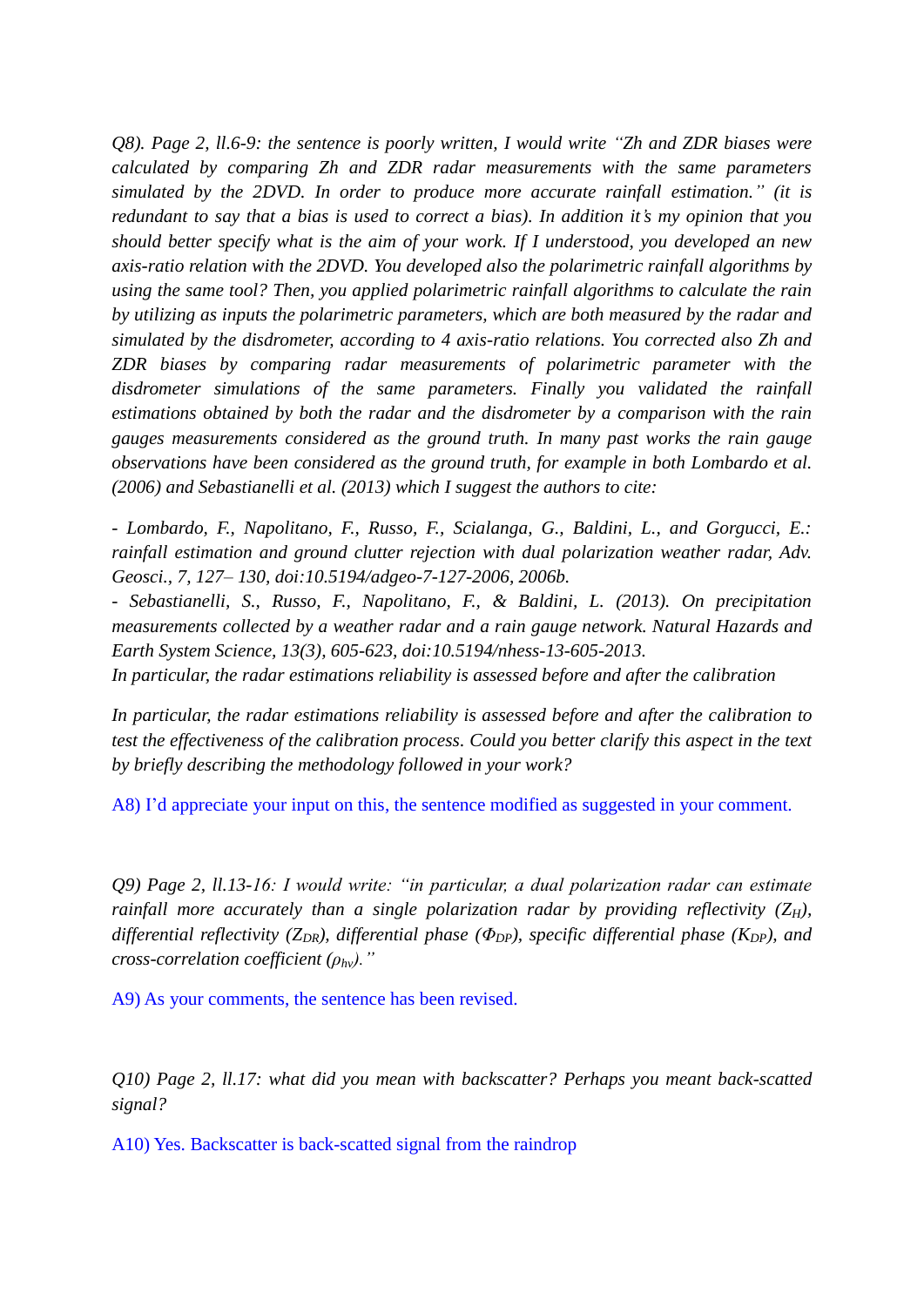*Q8). Page 2, ll.6-9: the sentence is poorly written, I would write "Zh and ZDR biases were calculated by comparing Zh and ZDR radar measurements with the same parameters simulated by the 2DVD. In order to produce more accurate rainfall estimation." (it is redundant to say that a bias is used to correct a bias). In addition it's my opinion that you should better specify what is the aim of your work. If I understood, you developed an new axis-ratio relation with the 2DVD. You developed also the polarimetric rainfall algorithms by using the same tool? Then, you applied polarimetric rainfall algorithms to calculate the rain by utilizing as inputs the polarimetric parameters, which are both measured by the radar and simulated by the disdrometer, according to 4 axis-ratio relations. You corrected also Zh and ZDR biases by comparing radar measurements of polarimetric parameter with the disdrometer simulations of the same parameters. Finally you validated the rainfall estimations obtained by both the radar and the disdrometer by a comparison with the rain gauges measurements considered as the ground truth. In many past works the rain gauge observations have been considered as the ground truth, for example in both Lombardo et al. (2006) and Sebastianelli et al. (2013) which I suggest the authors to cite:*

*- Lombardo, F., Napolitano, F., Russo, F., Scialanga, G., Baldini, L., and Gorgucci, E.: rainfall estimation and ground clutter rejection with dual polarization weather radar, Adv. Geosci., 7, 127– 130, doi:10.5194/adgeo-7-127-2006, 2006b.*
*- Sebastianelli, S., Russo, F., Napolitano, F., & Baldini, L. (2013). On precipitation measurements collected by a weather radar and a rain gauge network. Natural Hazards and Earth System Science, 13(3), 605-623, doi:10.5194/nhess-13-605-2013.*
*In particular, the radar estimations reliability is assessed before and after the calibration*

*In particular, the radar estimations reliability is assessed before and after the calibration to test the effectiveness of the calibration process. Could you better clarify this aspect in the text by briefly describing the methodology followed in your work?*

A8) I'd appreciate your input on this, the sentence modified as suggested in your comment.

*Q9) Page 2, ll.13-16: I would write: "in particular, a dual polarization radar can estimate rainfall more accurately than a single polarization radar by providing reflectivity ($Z_H$), differential reflectivity ($Z_{DR}$), differential phase ($\Phi_{DP}$), specific differential phase ($K_{DP}$), and cross-correlation coefficient ($\rho_{hv}$)."*

A9) As your comments, the sentence has been revised.

*Q10) Page 2, ll.17: what did you mean with backscatter? Perhaps you meant back-scatted signal?*

A10) Yes. Backscatter is back-scatted signal from the raindrop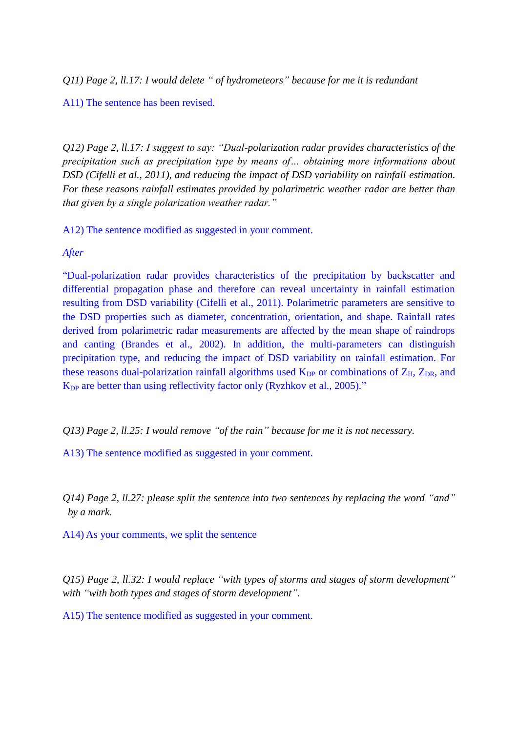*Q11) Page 2, ll.17: I would delete " of hydrometeors" because for me it is redundant*

A11) The sentence has been revised.

*Q12) Page 2, ll.17: I suggest to say: "Dual-polarization radar provides characteristics of the precipitation such as precipitation type by means of… obtaining more informations about DSD (Cifelli et al., 2011), and reducing the impact of DSD variability on rainfall estimation. For these reasons rainfall estimates provided by polarimetric weather radar are better than that given by a single polarization weather radar."*

A12) The sentence modified as suggested in your comment.

*After*

"Dual-polarization radar provides characteristics of the precipitation by backscatter and differential propagation phase and therefore can reveal uncertainty in rainfall estimation resulting from DSD variability (Cifelli et al., 2011). Polarimetric parameters are sensitive to the DSD properties such as diameter, concentration, orientation, and shape. Rainfall rates derived from polarimetric radar measurements are affected by the mean shape of raindrops and canting (Brandes et al., 2002). In addition, the multi-parameters can distinguish precipitation type, and reducing the impact of DSD variability on rainfall estimation. For these reasons dual-polarization rainfall algorithms used $K_{DP}$ or combinations of $Z_H$, $Z_{DR}$, and $K_{DP}$ are better than using reflectivity factor only (Ryzhkov et al., 2005)."

*Q13) Page 2, ll.25: I would remove "of the rain" because for me it is not necessary.*

A13) The sentence modified as suggested in your comment.

*Q14) Page 2, ll.27: please split the sentence into two sentences by replacing the word "and" by a mark.*

A14) As your comments, we split the sentence

*Q15) Page 2, ll.32: I would replace "with types of storms and stages of storm development" with "with both types and stages of storm development".*

A15) The sentence modified as suggested in your comment.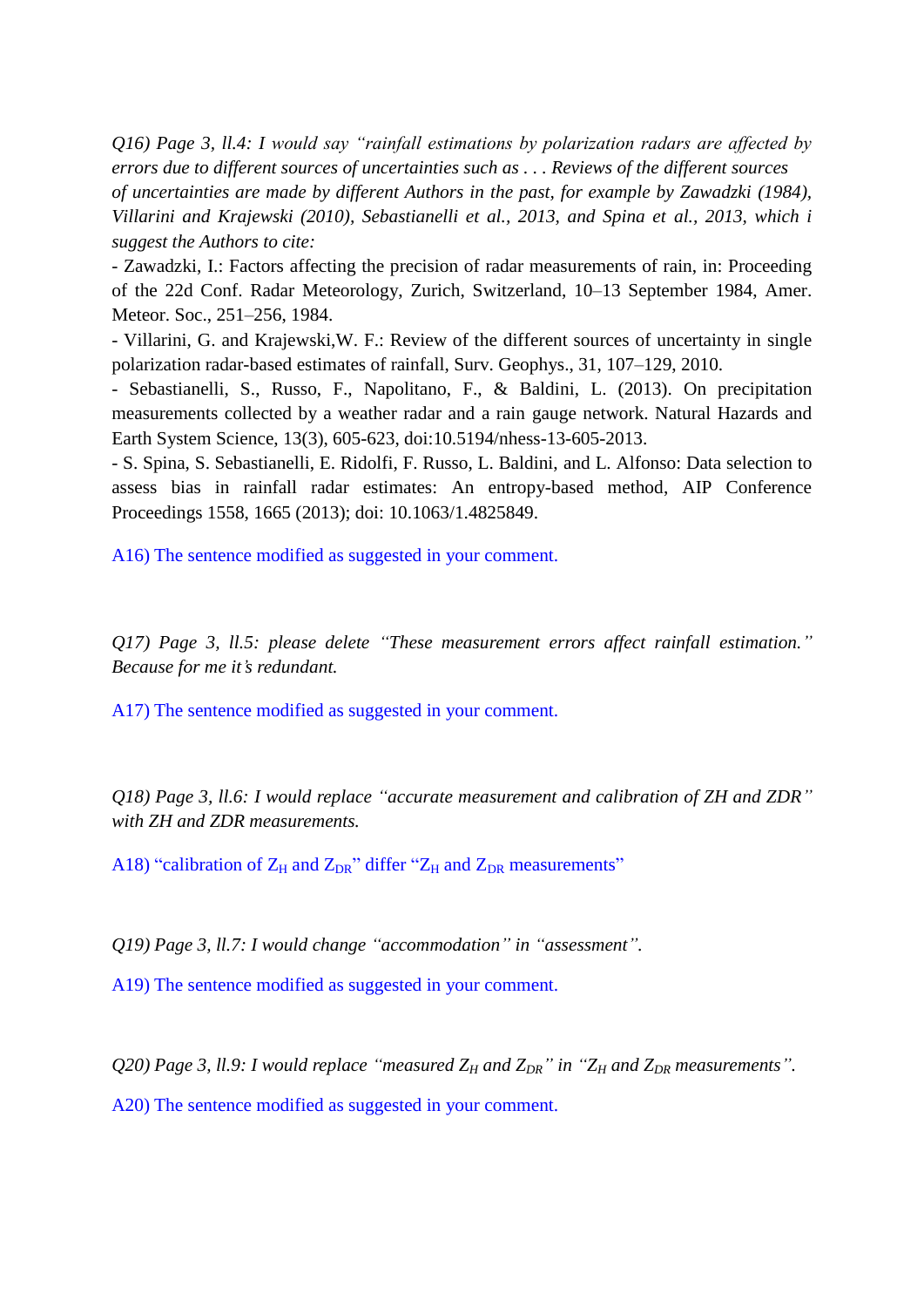*Q16) Page 3, ll.4: I would say "rainfall estimations by polarization radars are affected by errors due to different sources of uncertainties such as . . . Reviews of the different sources of uncertainties are made by different Authors in the past, for example by Zawadzki (1984), Villarini and Krajewski (2010), Sebastianelli et al., 2013, and Spina et al., 2013, which i suggest the Authors to cite:*

- Zawadzki, I.: Factors affecting the precision of radar measurements of rain, in: Proceeding of the 22d Conf. Radar Meteorology, Zurich, Switzerland, 10–13 September 1984, Amer. Meteor. Soc., 251–256, 1984.
- Villarini, G. and Krajewski,W. F.: Review of the different sources of uncertainty in single polarization radar-based estimates of rainfall, Surv. Geophys., 31, 107–129, 2010.
- Sebastianelli, S., Russo, F., Napolitano, F., & Baldini, L. (2013). On precipitation measurements collected by a weather radar and a rain gauge network. Natural Hazards and Earth System Science, 13(3), 605-623, doi:10.5194/nhess-13-605-2013.
- S. Spina, S. Sebastianelli, E. Ridolfi, F. Russo, L. Baldini, and L. Alfonso: Data selection to assess bias in rainfall radar estimates: An entropy-based method, AIP Conference Proceedings 1558, 1665 (2013); doi: 10.1063/1.4825849.

A16) The sentence modified as suggested in your comment.

*Q17) Page 3, ll.5: please delete "These measurement errors affect rainfall estimation." Because for me it's redundant.*

A17) The sentence modified as suggested in your comment.

*Q18) Page 3, ll.6: I would replace "accurate measurement and calibration of ZH and ZDR" with ZH and ZDR measurements.*

A18) "calibration of $Z_H$ and $Z_{DR}$" differ "$Z_H$ and $Z_{DR}$ measurements"

*Q19) Page 3, ll.7: I would change "accommodation" in "assessment".*

A19) The sentence modified as suggested in your comment.

*Q20) Page 3, ll.9: I would replace "measured $Z_H$ and $Z_{DR}$" in "$Z_H$ and $Z_{DR}$ measurements".*

A20) The sentence modified as suggested in your comment.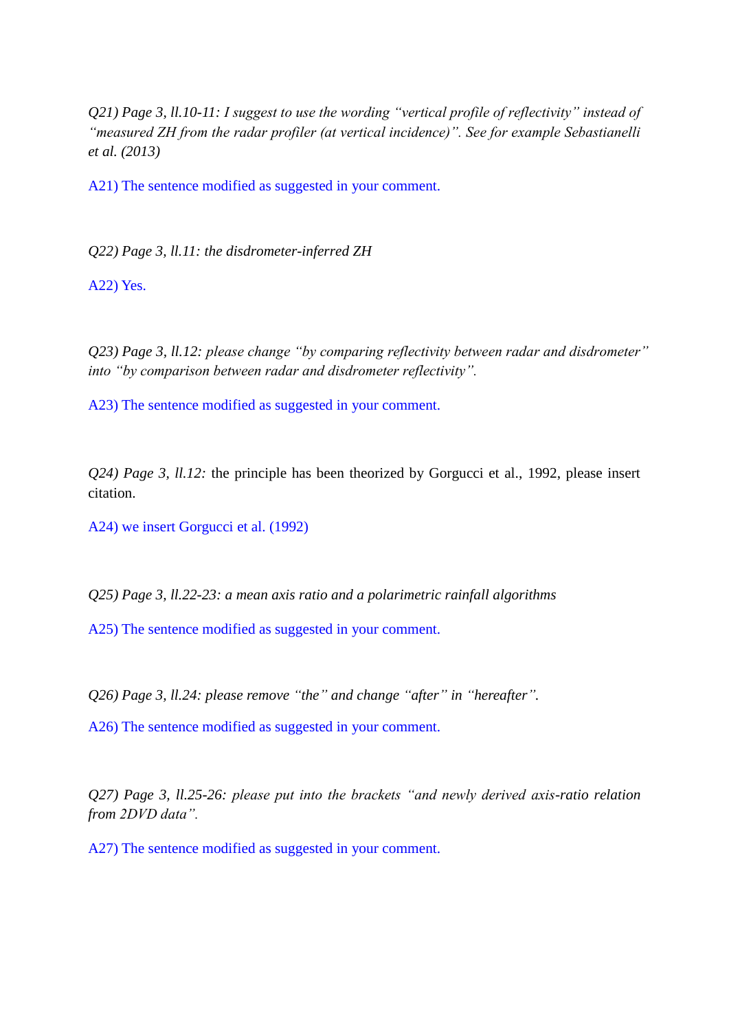*Q21) Page 3, ll.10-11: I suggest to use the wording "vertical profile of reflectivity" instead of "measured ZH from the radar profiler (at vertical incidence)". See for example Sebastianelli et al. (2013)*

A21) The sentence modified as suggested in your comment.

*Q22) Page 3, ll.11: the disdrometer-inferred ZH*

A22) Yes.

*Q23) Page 3, ll.12: please change "by comparing reflectivity between radar and disdrometer" into "by comparison between radar and disdrometer reflectivity".*

A23) The sentence modified as suggested in your comment.

*Q24) Page 3, ll.12:* the principle has been theorized by Gorgucci et al., 1992, please insert citation.

A24) we insert Gorgucci et al. (1992)

*Q25) Page 3, ll.22-23: a mean axis ratio and a polarimetric rainfall algorithms*

A25) The sentence modified as suggested in your comment.

*Q26) Page 3, ll.24: please remove "the" and change "after" in "hereafter".*

A26) The sentence modified as suggested in your comment.

*Q27) Page 3, ll.25-26: please put into the brackets "and newly derived axis-ratio relation from 2DVD data".*

A27) The sentence modified as suggested in your comment.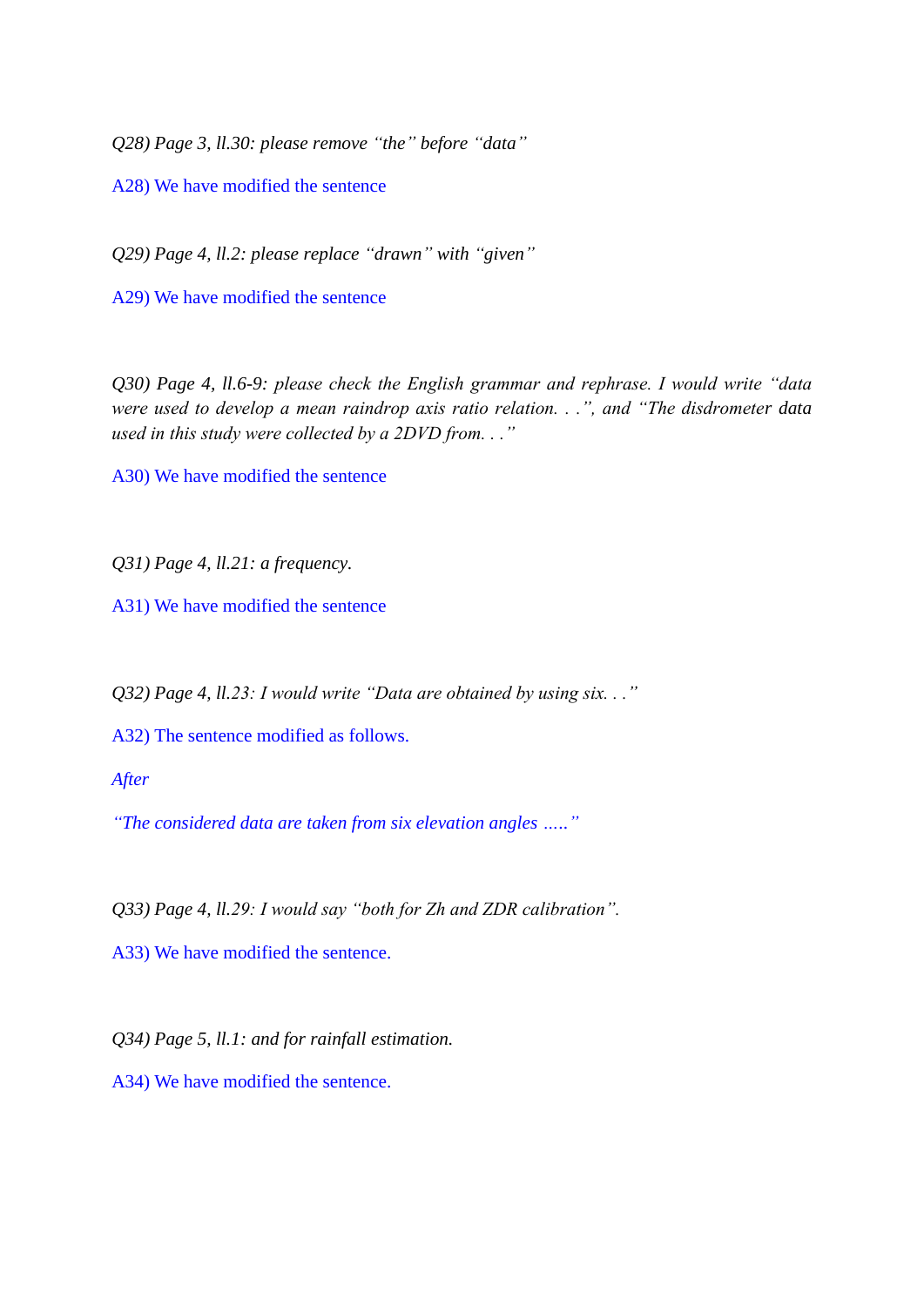*Q28) Page 3, ll.30: please remove "the" before "data"*

A28) We have modified the sentence

*Q29) Page 4, ll.2: please replace "drawn" with "given"*

A29) We have modified the sentence

*Q30) Page 4, ll.6-9: please check the English grammar and rephrase. I would write "data were used to develop a mean raindrop axis ratio relation. . .", and "The disdrometer data used in this study were collected by a 2DVD from. . ."*

A30) We have modified the sentence

*Q31) Page 4, ll.21: a frequency.*

A31) We have modified the sentence

*Q32) Page 4, ll.23: I would write "Data are obtained by using six. . ."*

A32) The sentence modified as follows.

*After*

*"The considered data are taken from six elevation angles ....."*

*Q33) Page 4, ll.29: I would say "both for Zh and ZDR calibration".*

A33) We have modified the sentence.

*Q34) Page 5, ll.1: and for rainfall estimation.*

A34) We have modified the sentence.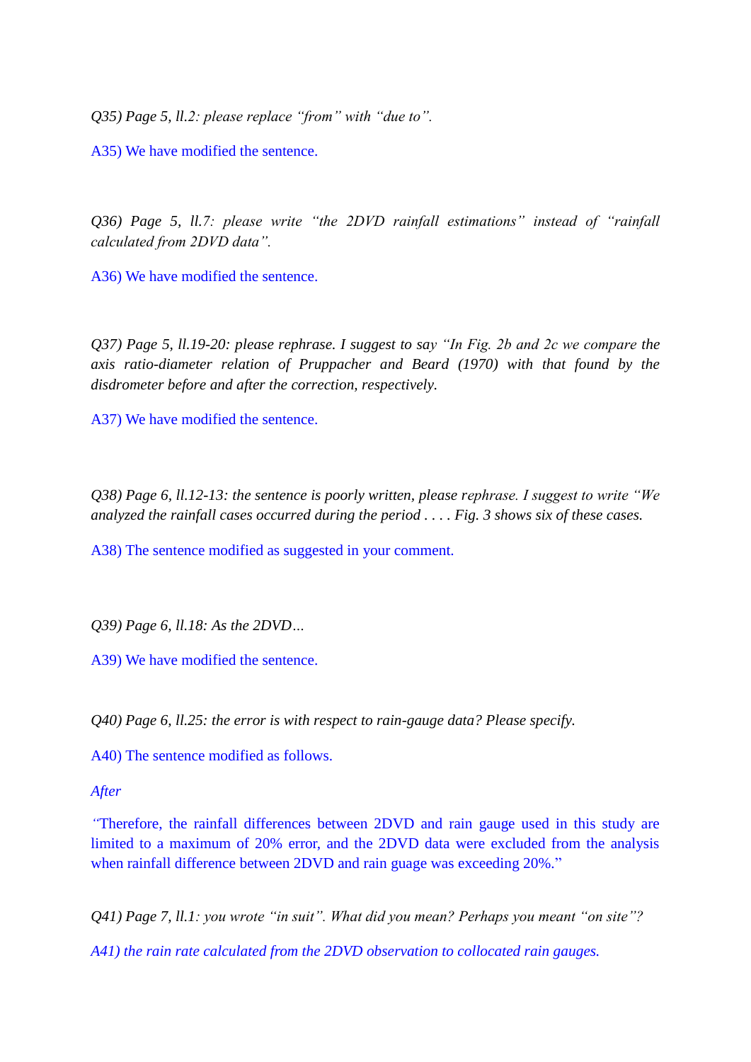*Q35) Page 5, ll.2: please replace "from" with "due to".*

A35) We have modified the sentence.

*Q36) Page 5, ll.7: please write "the 2DVD rainfall estimations" instead of "rainfall calculated from 2DVD data".*

A36) We have modified the sentence.

*Q37) Page 5, ll.19-20: please rephrase. I suggest to say "In Fig. 2b and 2c we compare the axis ratio-diameter relation of Pruppacher and Beard (1970) with that found by the disdrometer before and after the correction, respectively.*

A37) We have modified the sentence.

*Q38) Page 6, ll.12-13: the sentence is poorly written, please rephrase. I suggest to write "We analyzed the rainfall cases occurred during the period . . . . Fig. 3 shows six of these cases.*

A38) The sentence modified as suggested in your comment.

*Q39) Page 6, ll.18: As the 2DVD…*

A39) We have modified the sentence.

*Q40) Page 6, ll.25: the error is with respect to rain-gauge data? Please specify.*

A40) The sentence modified as follows.

*After*

"Therefore, the rainfall differences between 2DVD and rain gauge used in this study are limited to a maximum of 20% error, and the 2DVD data were excluded from the analysis when rainfall difference between 2DVD and rain guage was exceeding 20%."

*Q41) Page 7, ll.1: you wrote "in suit". What did you mean? Perhaps you meant "on site"?*

*A41) the rain rate calculated from the 2DVD observation to collocated rain gauges.*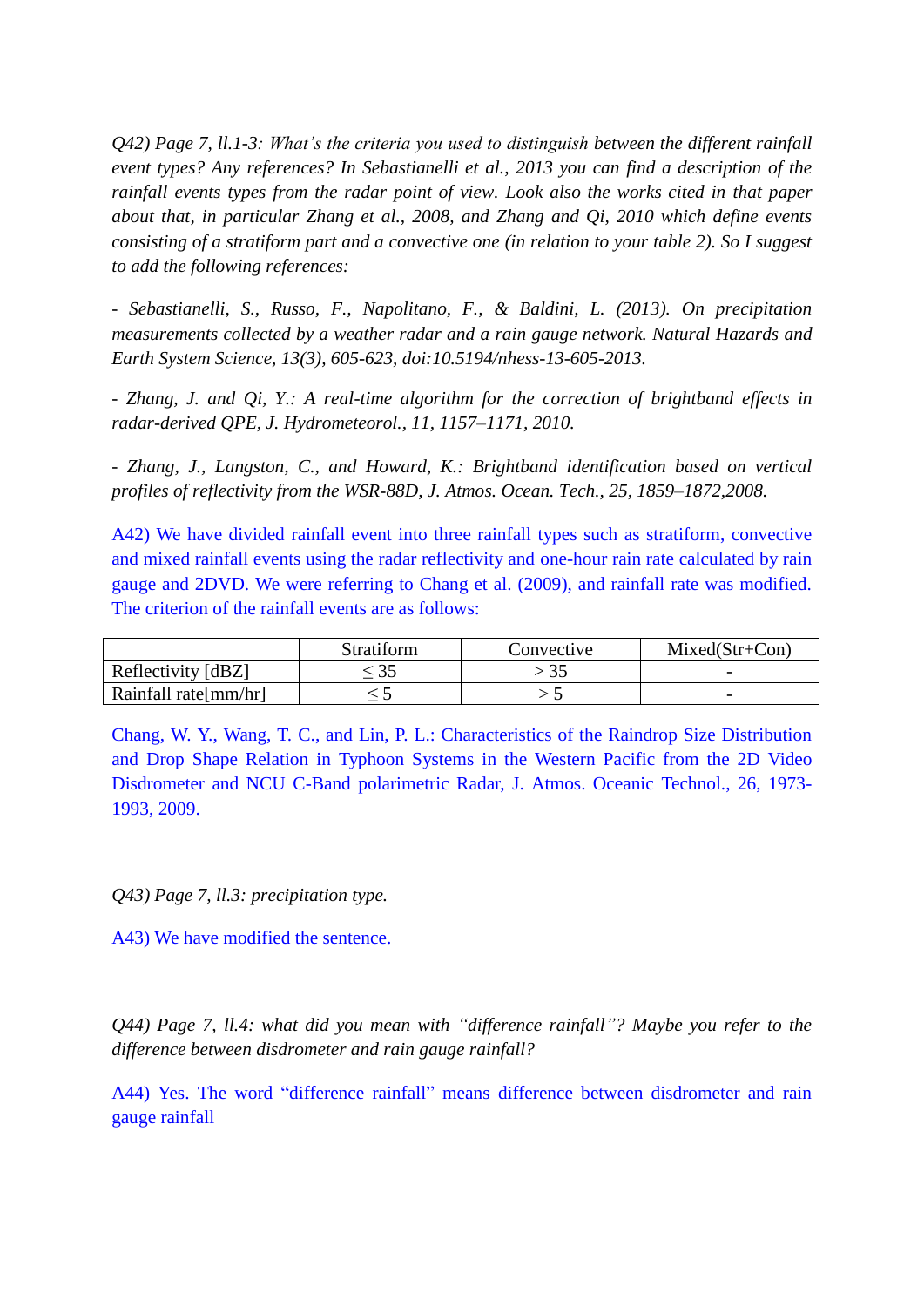*Q42) Page 7, ll.1-3: What's the criteria you used to distinguish between the different rainfall event types? Any references? In Sebastianelli et al., 2013 you can find a description of the rainfall events types from the radar point of view. Look also the works cited in that paper about that, in particular Zhang et al., 2008, and Zhang and Qi, 2010 which define events consisting of a stratiform part and a convective one (in relation to your table 2). So I suggest to add the following references:*

*- Sebastianelli, S., Russo, F., Napolitano, F., & Baldini, L. (2013). On precipitation measurements collected by a weather radar and a rain gauge network. Natural Hazards and Earth System Science, 13(3), 605-623, doi:10.5194/nhess-13-605-2013.*

*- Zhang, J. and Qi, Y.: A real-time algorithm for the correction of brightband effects in radar-derived QPE, J. Hydrometeorol., 11, 1157–1171, 2010.*

*- Zhang, J., Langston, C., and Howard, K.: Brightband identification based on vertical profiles of reflectivity from the WSR-88D, J. Atmos. Ocean. Tech., 25, 1859–1872,2008.*

A42) We have divided rainfall event into three rainfall types such as stratiform, convective and mixed rainfall events using the radar reflectivity and one-hour rain rate calculated by rain gauge and 2DVD. We were referring to Chang et al. (2009), and rainfall rate was modified. The criterion of the rainfall events are as follows:

| | Stratiform | Convective | Mixed(Str+Con) |
|---|---|---|---|
| Reflectivity [dBZ] | $\leq 35$ | $> 35$ | - |
| Rainfall rate[mm/hr] | $\leq 5$ | $> 5$ | - |

Chang, W. Y., Wang, T. C., and Lin, P. L.: Characteristics of the Raindrop Size Distribution and Drop Shape Relation in Typhoon Systems in the Western Pacific from the 2D Video Disdrometer and NCU C-Band polarimetric Radar, J. Atmos. Oceanic Technol., 26, 1973-1993, 2009.

*Q43) Page 7, ll.3: precipitation type.*

A43) We have modified the sentence.

*Q44) Page 7, ll.4: what did you mean with "difference rainfall"? Maybe you refer to the difference between disdrometer and rain gauge rainfall?*

A44) Yes. The word "difference rainfall" means difference between disdrometer and rain gauge rainfall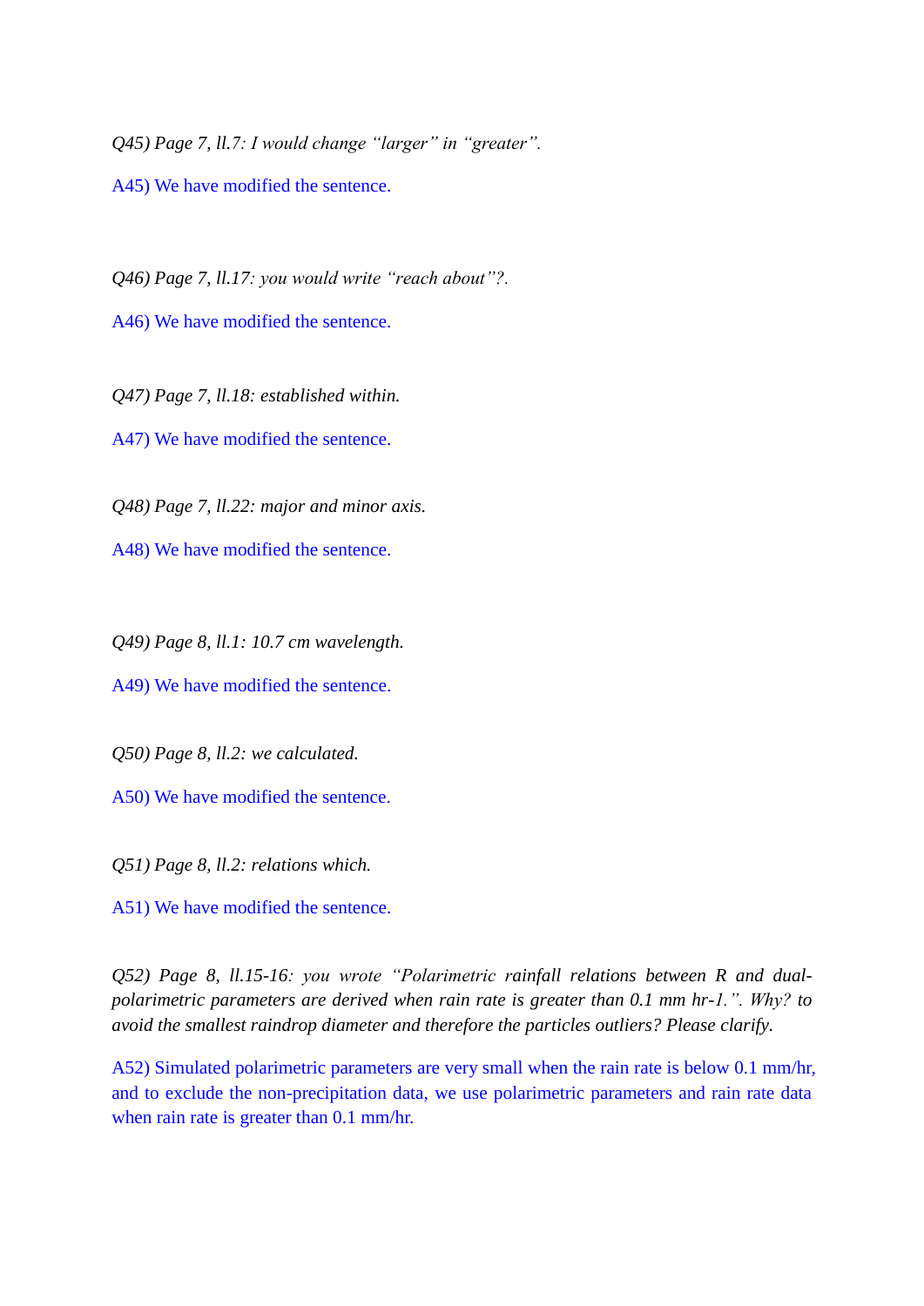*Q45) Page 7, ll.7: I would change "larger" in "greater".*

A45) We have modified the sentence.

*Q46) Page 7, ll.17: you would write "reach about"?.*

A46) We have modified the sentence.

*Q47) Page 7, ll.18: established within.*

A47) We have modified the sentence.

*Q48) Page 7, ll.22: major and minor axis.*

A48) We have modified the sentence.

*Q49) Page 8, ll.1: 10.7 cm wavelength.*

A49) We have modified the sentence.

*Q50) Page 8, ll.2: we calculated.*

A50) We have modified the sentence.

*Q51) Page 8, ll.2: relations which.*

A51) We have modified the sentence.

*Q52) Page 8, ll.15-16: you wrote "Polarimetric rainfall relations between R and dual-polarimetric parameters are derived when rain rate is greater than 0.1 mm hr-1.". Why? to avoid the smallest raindrop diameter and therefore the particles outliers? Please clarify.*

A52) Simulated polarimetric parameters are very small when the rain rate is below 0.1 mm/hr, and to exclude the non-precipitation data, we use polarimetric parameters and rain rate data when rain rate is greater than 0.1 mm/hr.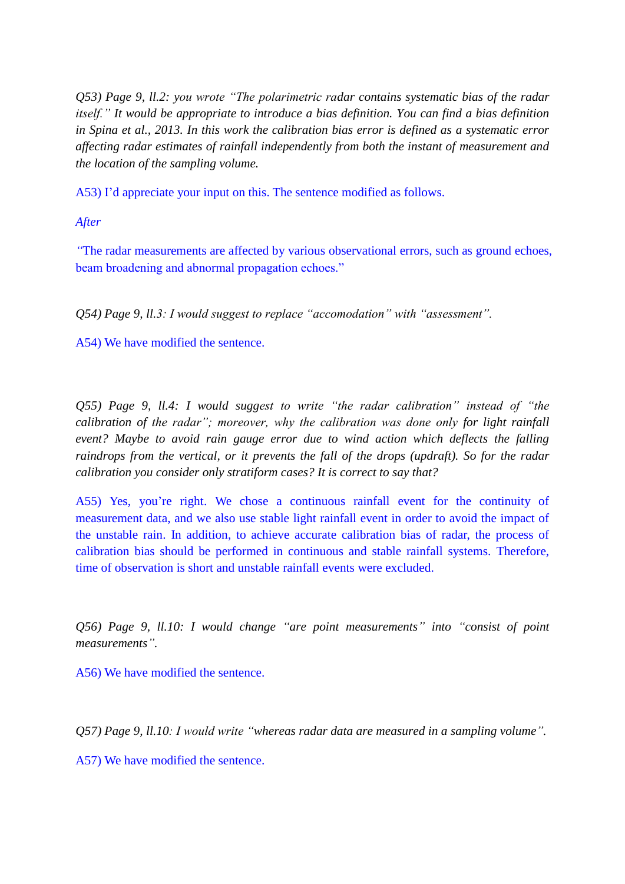*Q53) Page 9, ll.2: you wrote "The polarimetric radar contains systematic bias of the radar itself." It would be appropriate to introduce a bias definition. You can find a bias definition in Spina et al., 2013. In this work the calibration bias error is defined as a systematic error affecting radar estimates of rainfall independently from both the instant of measurement and the location of the sampling volume.*

A53) I'd appreciate your input on this. The sentence modified as follows.

*After*

"The radar measurements are affected by various observational errors, such as ground echoes, beam broadening and abnormal propagation echoes."

*Q54) Page 9, ll.3: I would suggest to replace "accomodation" with "assessment".*

A54) We have modified the sentence.

*Q55) Page 9, ll.4: I would suggest to write "the radar calibration" instead of "the calibration of the radar"; moreover, why the calibration was done only for light rainfall event? Maybe to avoid rain gauge error due to wind action which deflects the falling raindrops from the vertical, or it prevents the fall of the drops (updraft). So for the radar calibration you consider only stratiform cases? It is correct to say that?*

A55) Yes, you're right. We chose a continuous rainfall event for the continuity of measurement data, and we also use stable light rainfall event in order to avoid the impact of the unstable rain. In addition, to achieve accurate calibration bias of radar, the process of calibration bias should be performed in continuous and stable rainfall systems. Therefore, time of observation is short and unstable rainfall events were excluded.

*Q56) Page 9, ll.10: I would change "are point measurements" into "consist of point measurements".*

A56) We have modified the sentence.

*Q57) Page 9, ll.10: I would write "whereas radar data are measured in a sampling volume".*

A57) We have modified the sentence.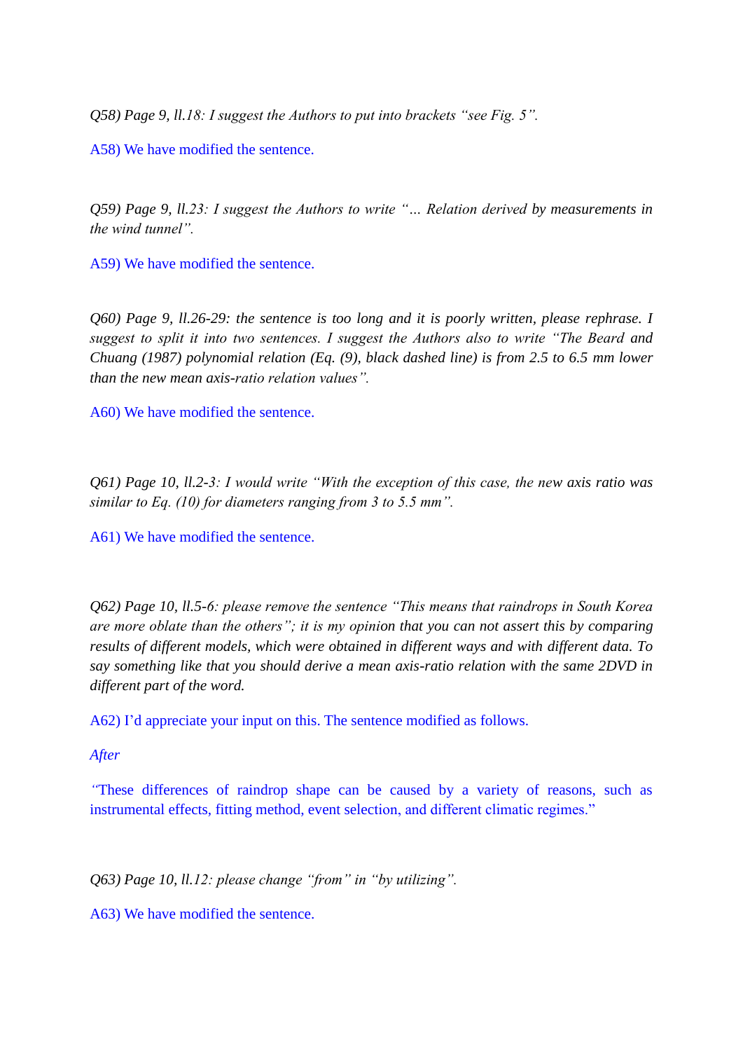*Q58) Page 9, ll.18: I suggest the Authors to put into brackets "see Fig. 5".*

A58) We have modified the sentence.

*Q59) Page 9, ll.23: I suggest the Authors to write "… Relation derived by measurements in the wind tunnel".*

A59) We have modified the sentence.

*Q60) Page 9, ll.26-29: the sentence is too long and it is poorly written, please rephrase. I suggest to split it into two sentences. I suggest the Authors also to write "The Beard and Chuang (1987) polynomial relation (Eq. (9), black dashed line) is from 2.5 to 6.5 mm lower than the new mean axis-ratio relation values".*

A60) We have modified the sentence.

*Q61) Page 10, ll.2-3: I would write "With the exception of this case, the new axis ratio was similar to Eq. (10) for diameters ranging from 3 to 5.5 mm".*

A61) We have modified the sentence.

*Q62) Page 10, ll.5-6: please remove the sentence "This means that raindrops in South Korea are more oblate than the others"; it is my opinion that you can not assert this by comparing results of different models, which were obtained in different ways and with different data. To say something like that you should derive a mean axis-ratio relation with the same 2DVD in different part of the word.*

A62) I'd appreciate your input on this. The sentence modified as follows.

*After*

"These differences of raindrop shape can be caused by a variety of reasons, such as instrumental effects, fitting method, event selection, and different climatic regimes."

*Q63) Page 10, ll.12: please change "from" in "by utilizing".*

A63) We have modified the sentence.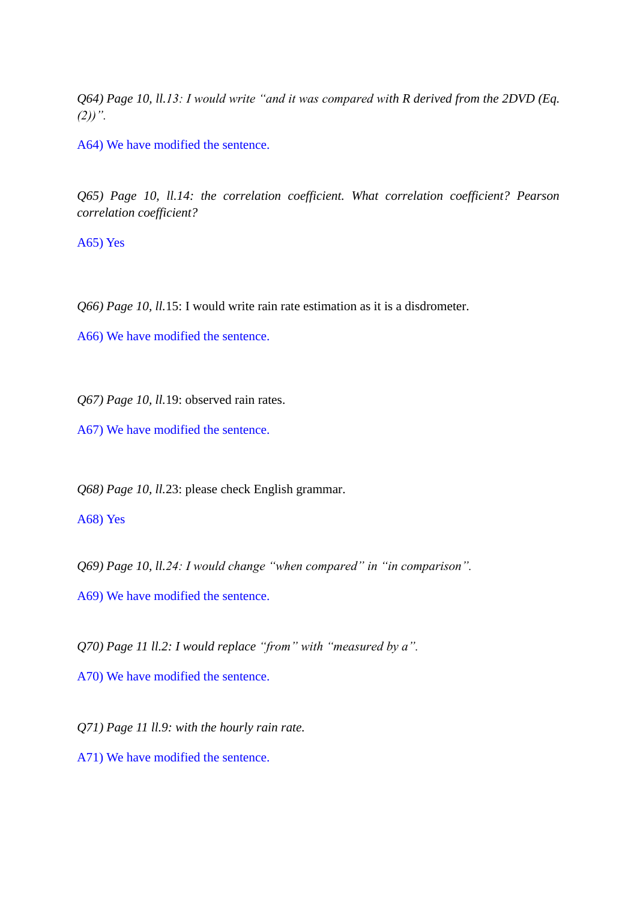*Q64) Page 10, ll.13: I would write "and it was compared with R derived from the 2DVD (Eq. (2))".*

A64) We have modified the sentence.

*Q65) Page 10, ll.14: the correlation coefficient. What correlation coefficient? Pearson correlation coefficient?*

A65) Yes

*Q66) Page 10, ll.*15: I would write rain rate estimation as it is a disdrometer.

A66) We have modified the sentence.

*Q67) Page 10, ll.*19: observed rain rates.

A67) We have modified the sentence.

*Q68) Page 10, ll.*23: please check English grammar.

A68) Yes

*Q69) Page 10, ll.24: I would change "when compared" in "in comparison".*

A69) We have modified the sentence.

*Q70) Page 11 ll.2: I would replace "from" with "measured by a".*

A70) We have modified the sentence.

*Q71) Page 11 ll.9: with the hourly rain rate.*

A71) We have modified the sentence.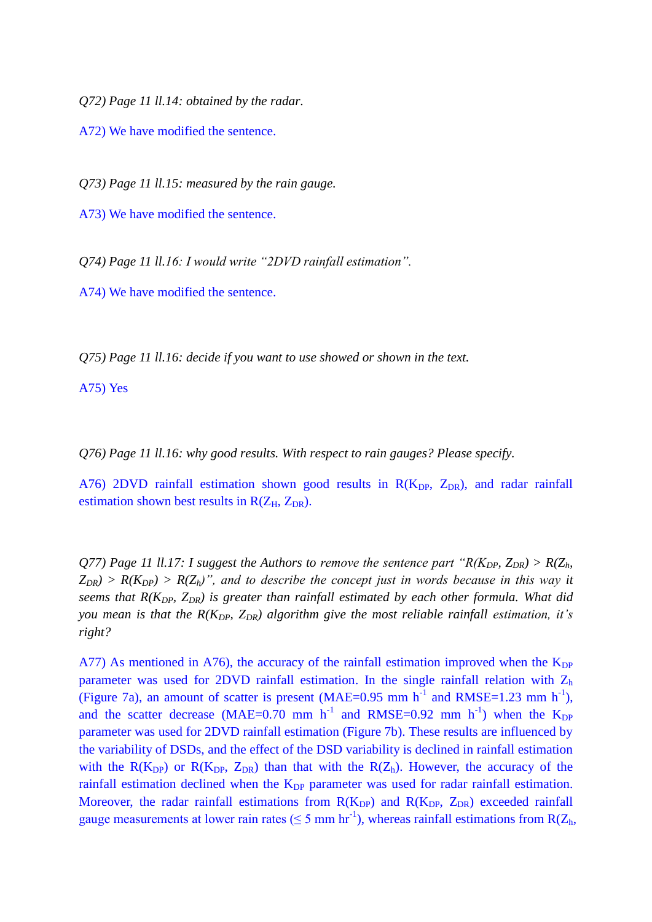*Q72) Page 11 ll.14: obtained by the radar.*

A72) We have modified the sentence.

*Q73) Page 11 ll.15: measured by the rain gauge.*

A73) We have modified the sentence.

*Q74) Page 11 ll.16: I would write "2DVD rainfall estimation".*

A74) We have modified the sentence.

*Q75) Page 11 ll.16: decide if you want to use showed or shown in the text.*

A75) Yes

*Q76) Page 11 ll.16: why good results. With respect to rain gauges? Please specify.*

A76) 2DVD rainfall estimation shown good results in $R(K_{DP}, Z_{DR})$, and radar rainfall estimation shown best results in $R(Z_H, Z_{DR})$.

*Q77) Page 11 ll.17: I suggest the Authors to remove the sentence part "$R(K_{DP}, Z_{DR}) > R(Z_h, Z_{DR}) > R(K_{DP}) > R(Z_h)$", and to describe the concept just in words because in this way it seems that $R(K_{DP}, Z_{DR})$ is greater than rainfall estimated by each other formula. What did you mean is that the $R(K_{DP}, Z_{DR})$ algorithm give the most reliable rainfall estimation, it's right?*

A77) As mentioned in A76), the accuracy of the rainfall estimation improved when the $K_{DP}$ parameter was used for 2DVD rainfall estimation. In the single rainfall relation with $Z_h$ (Figure 7a), an amount of scatter is present (MAE=0.95 mm $h^{-1}$ and RMSE=1.23 mm $h^{-1}$), and the scatter decrease (MAE=0.70 mm $h^{-1}$ and RMSE=0.92 mm $h^{-1}$) when the $K_{DP}$ parameter was used for 2DVD rainfall estimation (Figure 7b). These results are influenced by the variability of DSDs, and the effect of the DSD variability is declined in rainfall estimation with the $R(K_{DP})$ or $R(K_{DP}, Z_{DR})$ than that with the $R(Z_h)$. However, the accuracy of the rainfall estimation declined when the $K_{DP}$ parameter was used for radar rainfall estimation. Moreover, the radar rainfall estimations from $R(K_{DP})$ and $R(K_{DP}, Z_{DR})$ exceeded rainfall gauge measurements at lower rain rates ($\leq$ 5 mm $hr^{-1}$), whereas rainfall estimations from $R(Z_h$,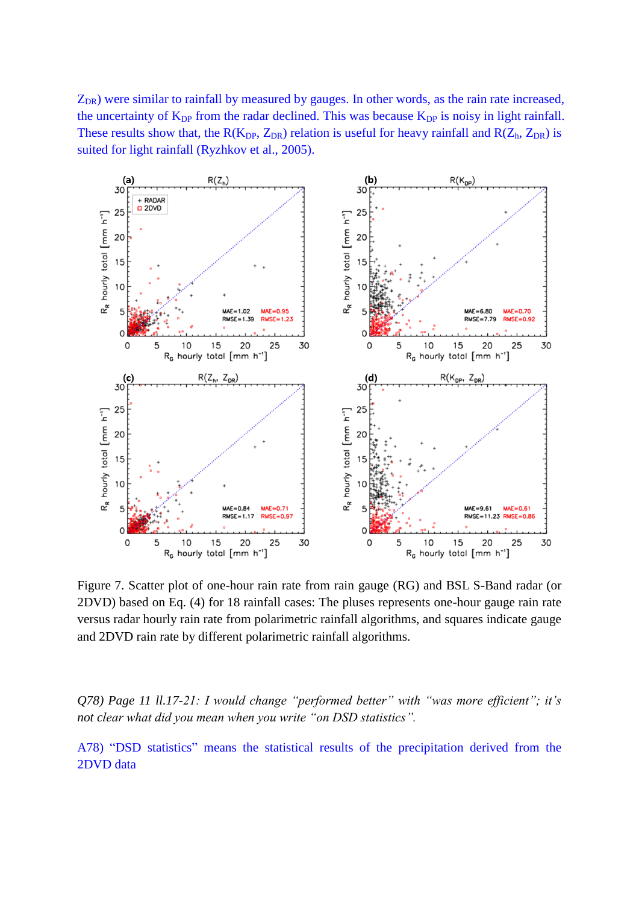$Z_{DR}$) were similar to rainfall by measured by gauges. In other words, as the rain rate increased, the uncertainty of $K_{DP}$ from the radar declined. This was because $K_{DP}$ is noisy in light rainfall. These results show that, the $R(K_{DP}, Z_{DR})$ relation is useful for heavy rainfall and $R(Z_h, Z_{DR})$ is suited for light rainfall (Ryzhkov et al., 2005).

Figure 7. Scatter plot of one-hour rain rate from rain gauge (RG) and BSL S-Band radar (or 2DVD) based on Eq. (4) for 18 rainfall cases: The pluses represents one-hour gauge rain rate versus radar hourly rain rate from polarimetric rainfall algorithms, and squares indicate gauge and 2DVD rain rate by different polarimetric rainfall algorithms.

*Q78) Page 11 ll.17-21: I would change "performed better" with "was more efficient"; it's not clear what did you mean when you write "on DSD statistics".*

A78) "DSD statistics" means the statistical results of the precipitation derived from the 2DVD data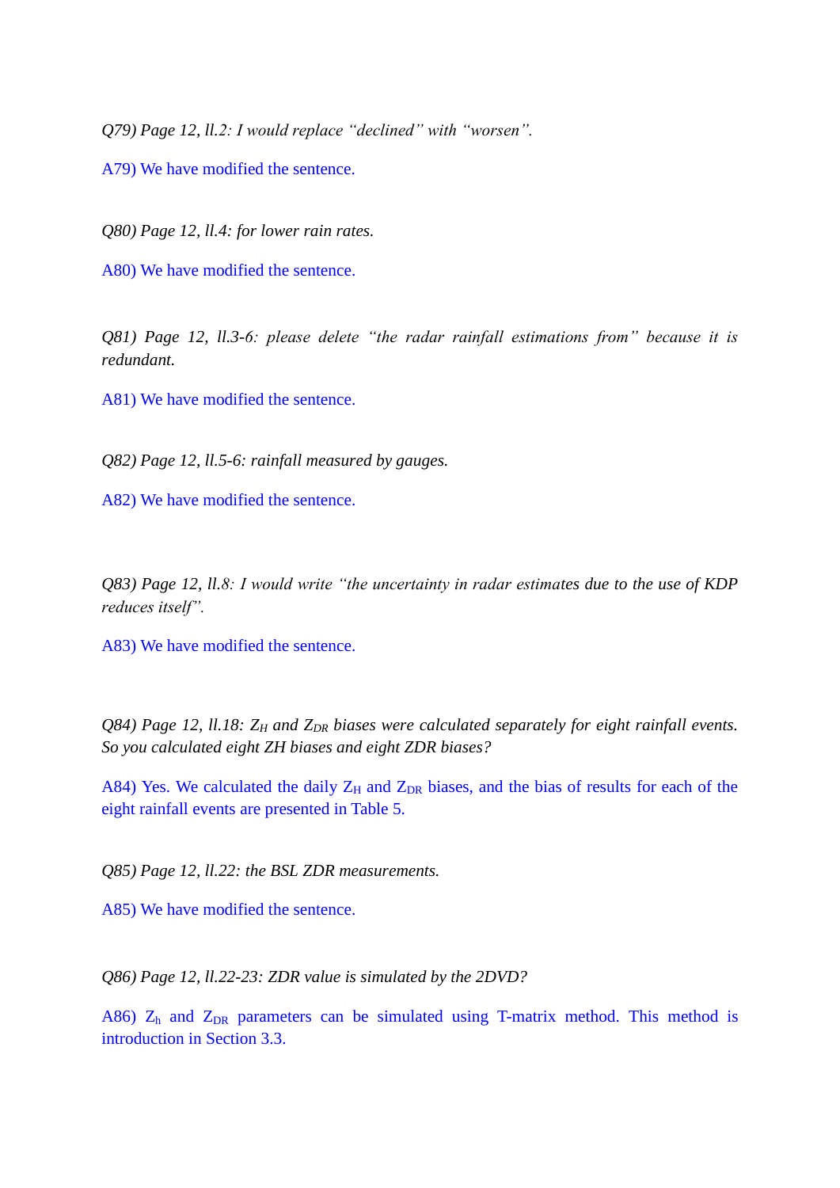*Q79) Page 12, ll.2: I would replace "declined" with "worsen".*

A79) We have modified the sentence.

*Q80) Page 12, ll.4: for lower rain rates.*

A80) We have modified the sentence.

*Q81) Page 12, ll.3-6: please delete "the radar rainfall estimations from" because it is redundant.*

A81) We have modified the sentence.

*Q82) Page 12, ll.5-6: rainfall measured by gauges.*

A82) We have modified the sentence.

*Q83) Page 12, ll.8: I would write "the uncertainty in radar estimates due to the use of KDP reduces itself".*

A83) We have modified the sentence.

*Q84) Page 12, ll.18: $Z_H$ and $Z_{DR}$ biases were calculated separately for eight rainfall events. So you calculated eight ZH biases and eight ZDR biases?*

A84) Yes. We calculated the daily $Z_H$ and $Z_{DR}$ biases, and the bias of results for each of the eight rainfall events are presented in Table 5.

*Q85) Page 12, ll.22: the BSL ZDR measurements.*

A85) We have modified the sentence.

*Q86) Page 12, ll.22-23: ZDR value is simulated by the 2DVD?*

A86) $Z_h$ and $Z_{DR}$ parameters can be simulated using T-matrix method. This method is introduction in Section 3.3.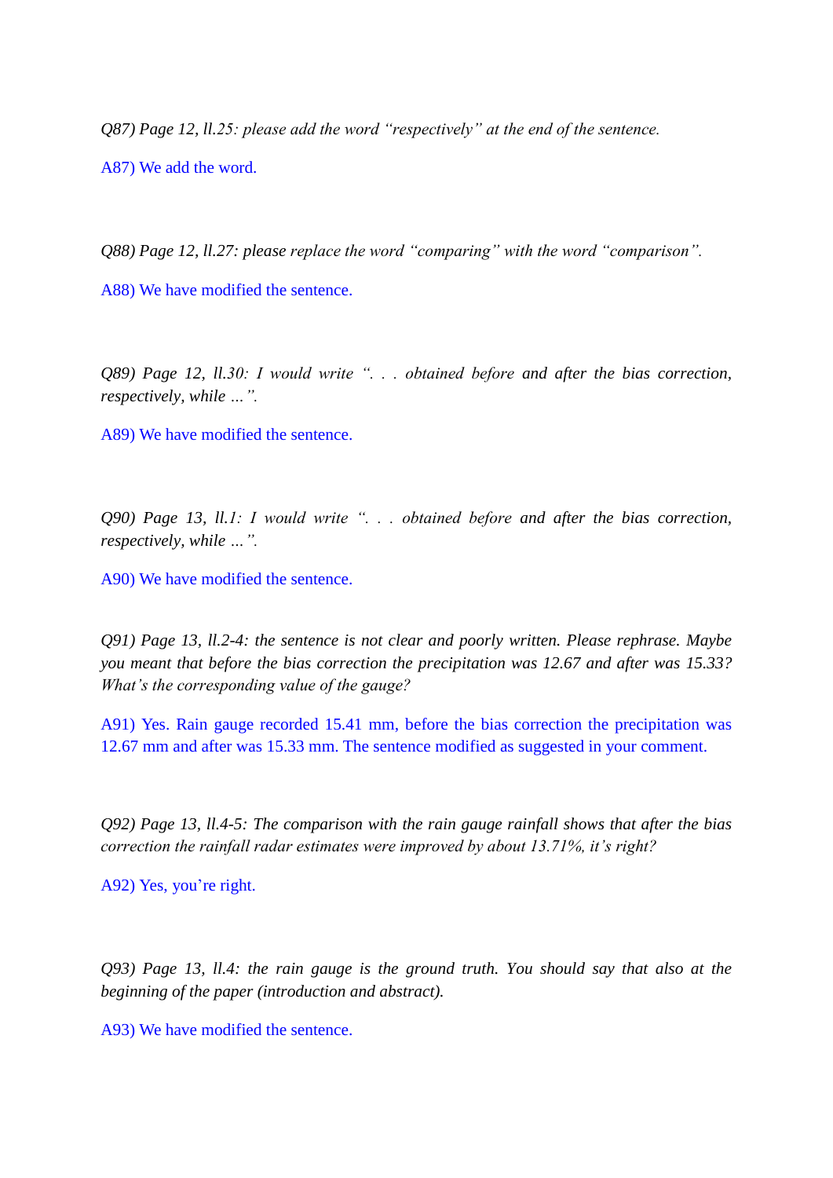*Q87) Page 12, ll.25: please add the word "respectively" at the end of the sentence.*

A87) We add the word.

*Q88) Page 12, ll.27: please replace the word "comparing" with the word "comparison".*

A88) We have modified the sentence.

*Q89) Page 12, ll.30: I would write ". . . obtained before and after the bias correction, respectively, while ...".*

A89) We have modified the sentence.

*Q90) Page 13, ll.1: I would write ". . . obtained before and after the bias correction, respectively, while ...".*

A90) We have modified the sentence.

*Q91) Page 13, ll.2-4: the sentence is not clear and poorly written. Please rephrase. Maybe you meant that before the bias correction the precipitation was 12.67 and after was 15.33? What's the corresponding value of the gauge?*

A91) Yes. Rain gauge recorded 15.41 mm, before the bias correction the precipitation was 12.67 mm and after was 15.33 mm. The sentence modified as suggested in your comment.

*Q92) Page 13, ll.4-5: The comparison with the rain gauge rainfall shows that after the bias correction the rainfall radar estimates were improved by about 13.71%, it's right?*

A92) Yes, you're right.

*Q93) Page 13, ll.4: the rain gauge is the ground truth. You should say that also at the beginning of the paper (introduction and abstract).*

A93) We have modified the sentence.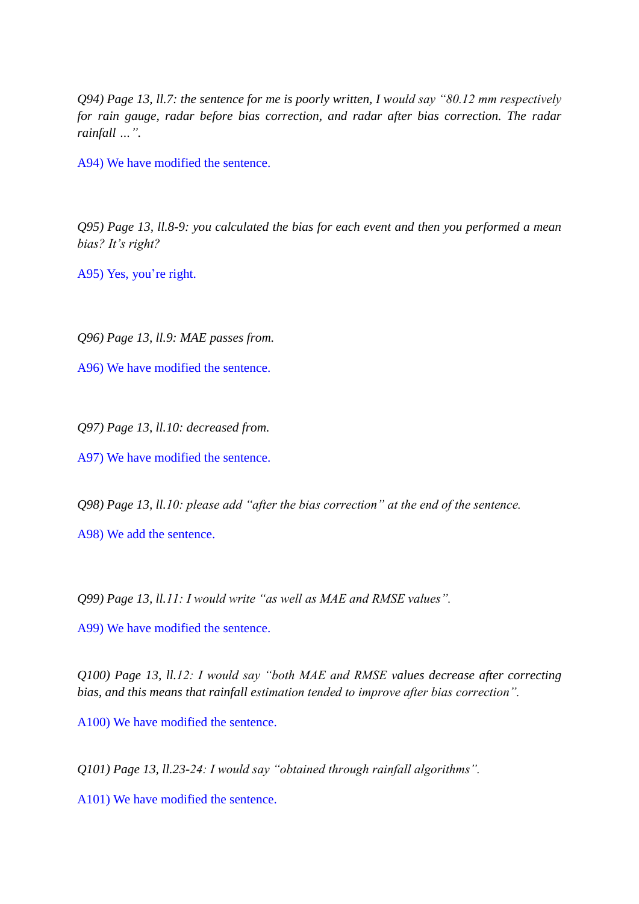*Q94) Page 13, ll.7: the sentence for me is poorly written, I would say "80.12 mm respectively for rain gauge, radar before bias correction, and radar after bias correction. The radar rainfall …".*

A94) We have modified the sentence.

*Q95) Page 13, ll.8-9: you calculated the bias for each event and then you performed a mean bias? It's right?*

A95) Yes, you're right.

*Q96) Page 13, ll.9: MAE passes from.*

A96) We have modified the sentence.

*Q97) Page 13, ll.10: decreased from.*

A97) We have modified the sentence.

*Q98) Page 13, ll.10: please add "after the bias correction" at the end of the sentence.*

A98) We add the sentence.

*Q99) Page 13, ll.11: I would write "as well as MAE and RMSE values".*

A99) We have modified the sentence.

*Q100) Page 13, ll.12: I would say "both MAE and RMSE values decrease after correcting bias, and this means that rainfall estimation tended to improve after bias correction".*

A100) We have modified the sentence.

*Q101) Page 13, ll.23-24: I would say "obtained through rainfall algorithms".*

A101) We have modified the sentence.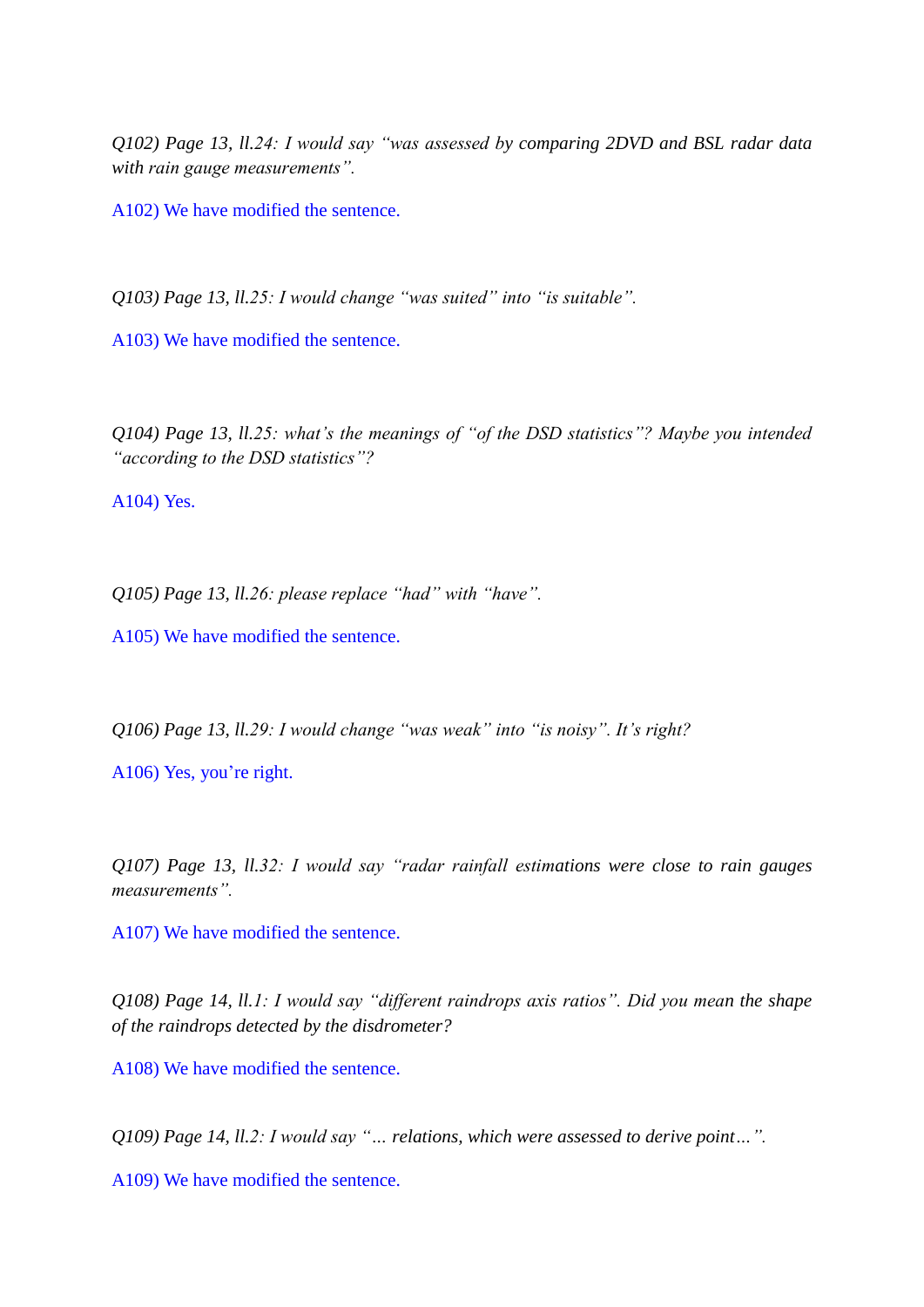*Q102) Page 13, ll.24: I would say "was assessed by comparing 2DVD and BSL radar data with rain gauge measurements".*

A102) We have modified the sentence.

*Q103) Page 13, ll.25: I would change "was suited" into "is suitable".*

A103) We have modified the sentence.

*Q104) Page 13, ll.25: what's the meanings of "of the DSD statistics"? Maybe you intended "according to the DSD statistics"?*

A104) Yes.

*Q105) Page 13, ll.26: please replace "had" with "have".*

A105) We have modified the sentence.

*Q106) Page 13, ll.29: I would change "was weak" into "is noisy". It's right?*

A106) Yes, you're right.

*Q107) Page 13, ll.32: I would say "radar rainfall estimations were close to rain gauges measurements".*

A107) We have modified the sentence.

*Q108) Page 14, ll.1: I would say "different raindrops axis ratios". Did you mean the shape of the raindrops detected by the disdrometer?*

A108) We have modified the sentence.

*Q109) Page 14, ll.2: I would say "… relations, which were assessed to derive point…".*

A109) We have modified the sentence.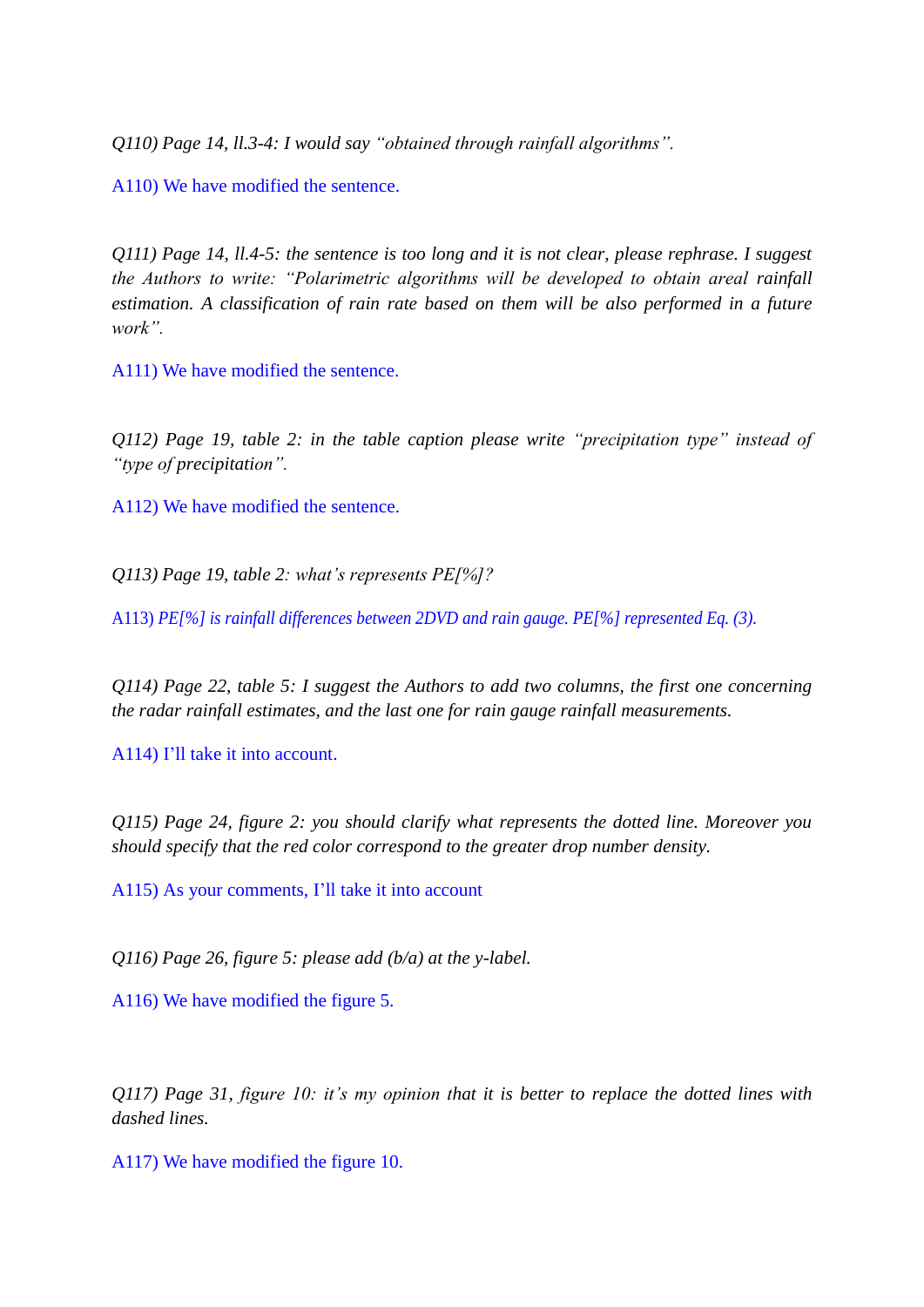*Q110) Page 14, ll.3-4: I would say "obtained through rainfall algorithms".*

A110) We have modified the sentence.

*Q111) Page 14, ll.4-5: the sentence is too long and it is not clear, please rephrase. I suggest the Authors to write: "Polarimetric algorithms will be developed to obtain areal rainfall estimation. A classification of rain rate based on them will be also performed in a future work".*

A111) We have modified the sentence.

*Q112) Page 19, table 2: in the table caption please write "precipitation type" instead of "type of precipitation".*

A112) We have modified the sentence.

*Q113) Page 19, table 2: what's represents PE[%]?*

A113) *PE[%] is rainfall differences between 2DVD and rain gauge. PE[%] represented Eq. (3).*

*Q114) Page 22, table 5: I suggest the Authors to add two columns, the first one concerning the radar rainfall estimates, and the last one for rain gauge rainfall measurements.*

A114) I'll take it into account.

*Q115) Page 24, figure 2: you should clarify what represents the dotted line. Moreover you should specify that the red color correspond to the greater drop number density.*

A115) As your comments, I'll take it into account

*Q116) Page 26, figure 5: please add (b/a) at the y-label.*

A116) We have modified the figure 5.

*Q117) Page 31, figure 10: it's my opinion that it is better to replace the dotted lines with dashed lines.*

A117) We have modified the figure 10.